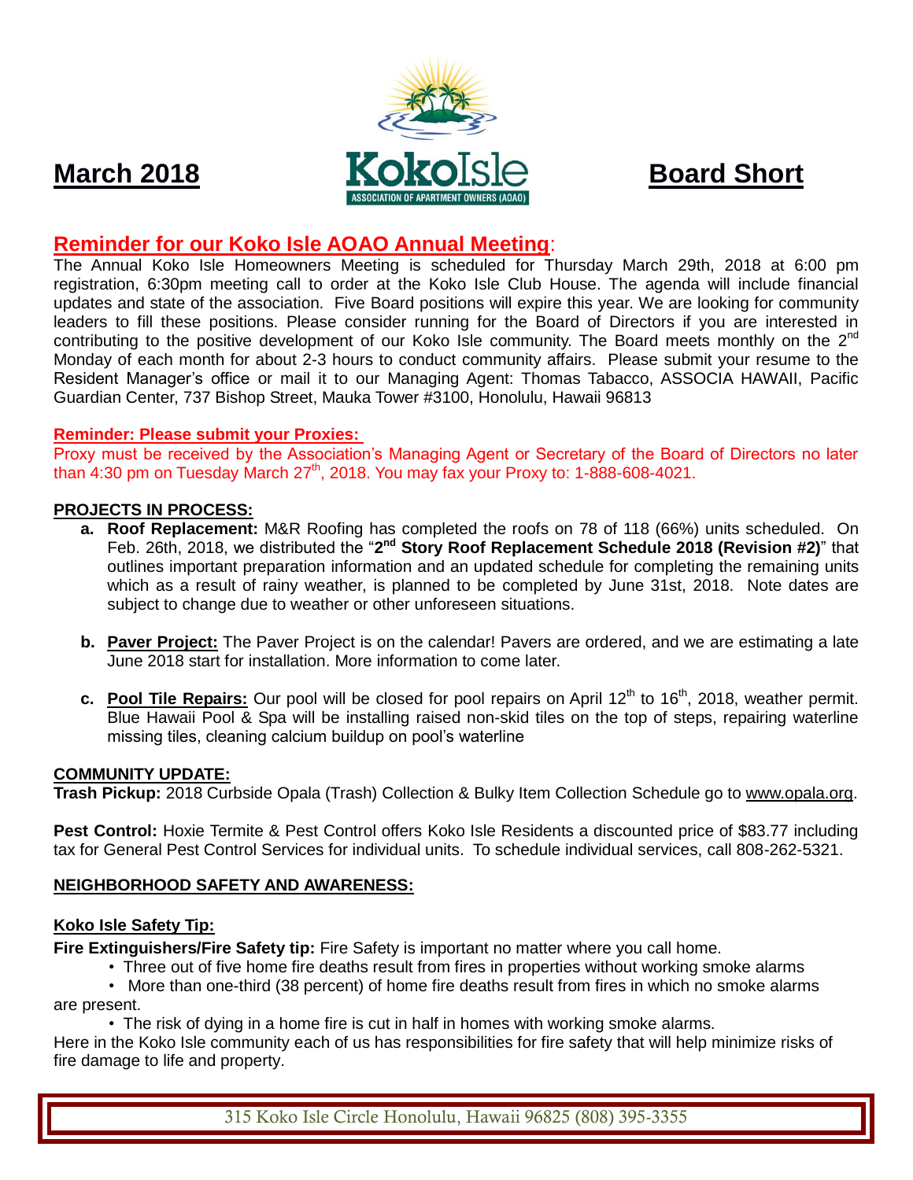# March 2018 — Koko Isle Association of Apartment Owners (AOAO) — Board Short

## Reminder for our Koko Isle AOAO Annual Meeting:

The Annual Koko Isle Homeowners Meeting is scheduled for Thursday March 29th, 2018 at 6:00 pm registration, 6:30pm meeting call to order at the Koko Isle Club House. The agenda will include financial updates and state of the association. Five Board positions will expire this year. We are looking for community leaders to fill these positions. Please consider running for the Board of Directors if you are interested in contributing to the positive development of our Koko Isle community. The Board meets monthly on the 2nd Monday of each month for about 2-3 hours to conduct community affairs. Please submit your resume to the Resident Manager's office or mail it to our Managing Agent: Thomas Tabacco, ASSOCIA HAWAII, Pacific Guardian Center, 737 Bishop Street, Mauka Tower #3100, Honolulu, Hawaii 96813

**Reminder: Please submit your Proxies:**

Proxy must be received by the Association's Managing Agent or Secretary of the Board of Directors no later than 4:30 pm on Tuesday March 27th, 2018. You may fax your Proxy to: 1-888-608-4021.

**PROJECTS IN PROCESS:**

- **a. Roof Replacement:** M&R Roofing has completed the roofs on 78 of 118 (66%) units scheduled. On Feb. 26th, 2018, we distributed the "**2nd Story Roof Replacement Schedule 2018 (Revision #2)**" that outlines important preparation information and an updated schedule for completing the remaining units which as a result of rainy weather, is planned to be completed by June 31st, 2018. Note dates are subject to change due to weather or other unforeseen situations.

- **b. Paver Project:** The Paver Project is on the calendar! Pavers are ordered, and we are estimating a late June 2018 start for installation. More information to come later.

- **c. Pool Tile Repairs:** Our pool will be closed for pool repairs on April 12th to 16th, 2018, weather permit. Blue Hawaii Pool & Spa will be installing raised non-skid tiles on the top of steps, repairing waterline missing tiles, cleaning calcium buildup on pool's waterline

**COMMUNITY UPDATE:**

**Trash Pickup:** 2018 Curbside Opala (Trash) Collection & Bulky Item Collection Schedule go to www.opala.org.

**Pest Control:** Hoxie Termite & Pest Control offers Koko Isle Residents a discounted price of $83.77 including tax for General Pest Control Services for individual units. To schedule individual services, call 808-262-5321.

**NEIGHBORHOOD SAFETY AND AWARENESS:**

**Koko Isle Safety Tip:**

**Fire Extinguishers/Fire Safety tip:** Fire Safety is important no matter where you call home.

- Three out of five home fire deaths result from fires in properties without working smoke alarms
- More than one-third (38 percent) of home fire deaths result from fires in which no smoke alarms are present.
- The risk of dying in a home fire is cut in half in homes with working smoke alarms.

Here in the Koko Isle community each of us has responsibilities for fire safety that will help minimize risks of fire damage to life and property.

315 Koko Isle Circle Honolulu, Hawaii 96825 (808) 395-3355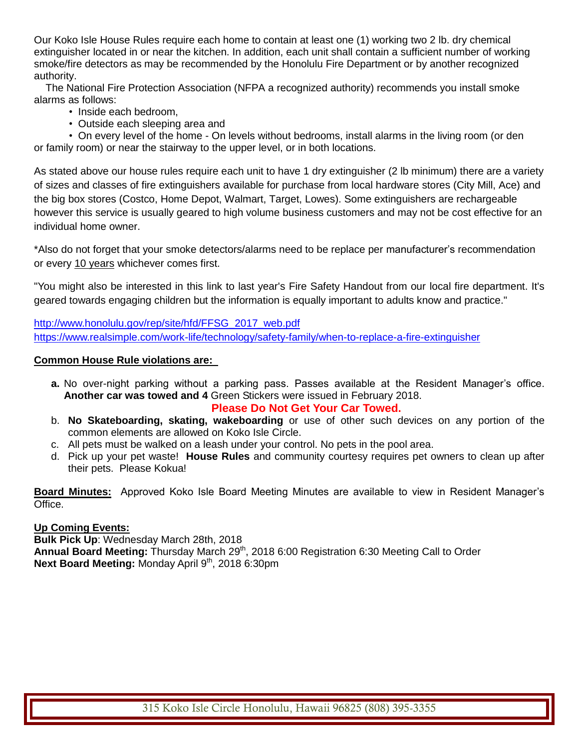Our Koko Isle House Rules require each home to contain at least one (1) working two 2 lb. dry chemical extinguisher located in or near the kitchen. In addition, each unit shall contain a sufficient number of working smoke/fire detectors as may be recommended by the Honolulu Fire Department or by another recognized authority.

The National Fire Protection Association (NFPA a recognized authority) recommends you install smoke alarms as follows:

- Inside each bedroom,
- Outside each sleeping area and
- On every level of the home - On levels without bedrooms, install alarms in the living room (or den or family room) or near the stairway to the upper level, or in both locations.

As stated above our house rules require each unit to have 1 dry extinguisher (2 lb minimum) there are a variety of sizes and classes of fire extinguishers available for purchase from local hardware stores (City Mill, Ace) and the big box stores (Costco, Home Depot, Walmart, Target, Lowes). Some extinguishers are rechargeable however this service is usually geared to high volume business customers and may not be cost effective for an individual home owner.

*Also do not forget that your smoke detectors/alarms need to be replace per manufacturer's recommendation or every 10 years whichever comes first.

"You might also be interested in this link to last year's Fire Safety Handout from our local fire department. It's geared towards engaging children but the information is equally important to adults know and practice."

http://www.honolulu.gov/rep/site/hfd/FFSG_2017_web.pdf
https://www.realsimple.com/work-life/technology/safety-family/when-to-replace-a-fire-extinguisher

**Common House Rule violations are:**

a. No over-night parking without a parking pass. Passes available at the Resident Manager's office. **Another car was towed and 4** Green Stickers were issued in February 2018.

**Please Do Not Get Your Car Towed.**

b. **No Skateboarding, skating, wakeboarding** or use of other such devices on any portion of the common elements are allowed on Koko Isle Circle.
c. All pets must be walked on a leash under your control. No pets in the pool area.
d. Pick up your pet waste! **House Rules** and community courtesy requires pet owners to clean up after their pets. Please Kokua!

**Board Minutes:** Approved Koko Isle Board Meeting Minutes are available to view in Resident Manager's Office.

**Up Coming Events:**
**Bulk Pick Up**: Wednesday March 28th, 2018
**Annual Board Meeting:** Thursday March 29th, 2018 6:00 Registration 6:30 Meeting Call to Order
**Next Board Meeting:** Monday April 9th, 2018 6:30pm

315 Koko Isle Circle Honolulu, Hawaii 96825 (808) 395-3355